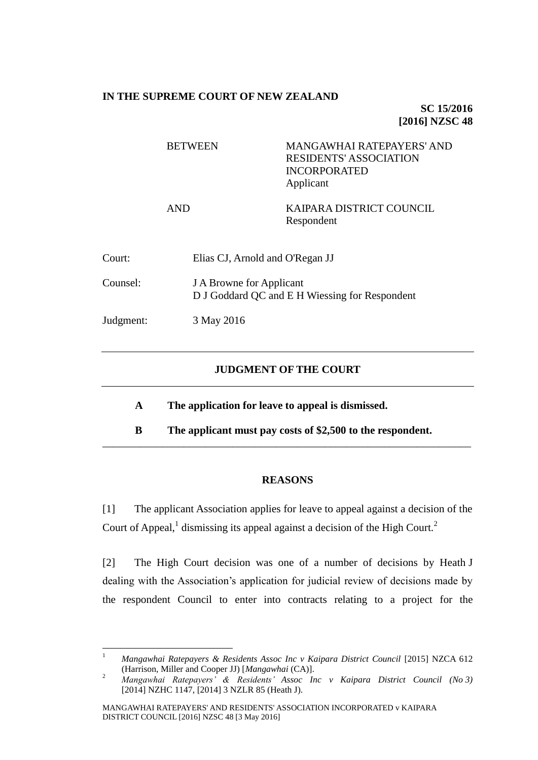**IN THE SUPREME COURT OF NEW ZEALAND**

**SC 15/2016**
**[2016] NZSC 48**

| | |
|---|---|
| BETWEEN | MANGAWHAI RATEPAYERS' AND RESIDENTS' ASSOCIATION INCORPORATED<br>Applicant |
| AND | KAIPARA DISTRICT COUNCIL<br>Respondent |

| | |
|---|---|
| Court: | Elias CJ, Arnold and O'Regan JJ |
| Counsel: | J A Browne for Applicant<br>D J Goddard QC and E H Wiessing for Respondent |
| Judgment: | 3 May 2016 |

---

## JUDGMENT OF THE COURT

---

**A The application for leave to appeal is dismissed.**

**B The applicant must pay costs of $2,500 to the respondent.**

---

## REASONS

[1] The applicant Association applies for leave to appeal against a decision of the Court of Appeal,[1] dismissing its appeal against a decision of the High Court.[2]

[2] The High Court decision was one of a number of decisions by Heath J dealing with the Association's application for judicial review of decisions made by the respondent Council to enter into contracts relating to a project for the

---

[1] *Mangawhai Ratepayers & Residents Assoc Inc v Kaipara District Council* [2015] NZCA 612 (Harrison, Miller and Cooper JJ) [*Mangawhai* (CA)].

[2] *Mangawhai Ratepayers' & Residents' Assoc Inc v Kaipara District Council (No 3)* [2014] NZHC 1147, [2014] 3 NZLR 85 (Heath J).

MANGAWHAI RATEPAYERS' AND RESIDENTS' ASSOCIATION INCORPORATED v KAIPARA DISTRICT COUNCIL [2016] NZSC 48 [3 May 2016]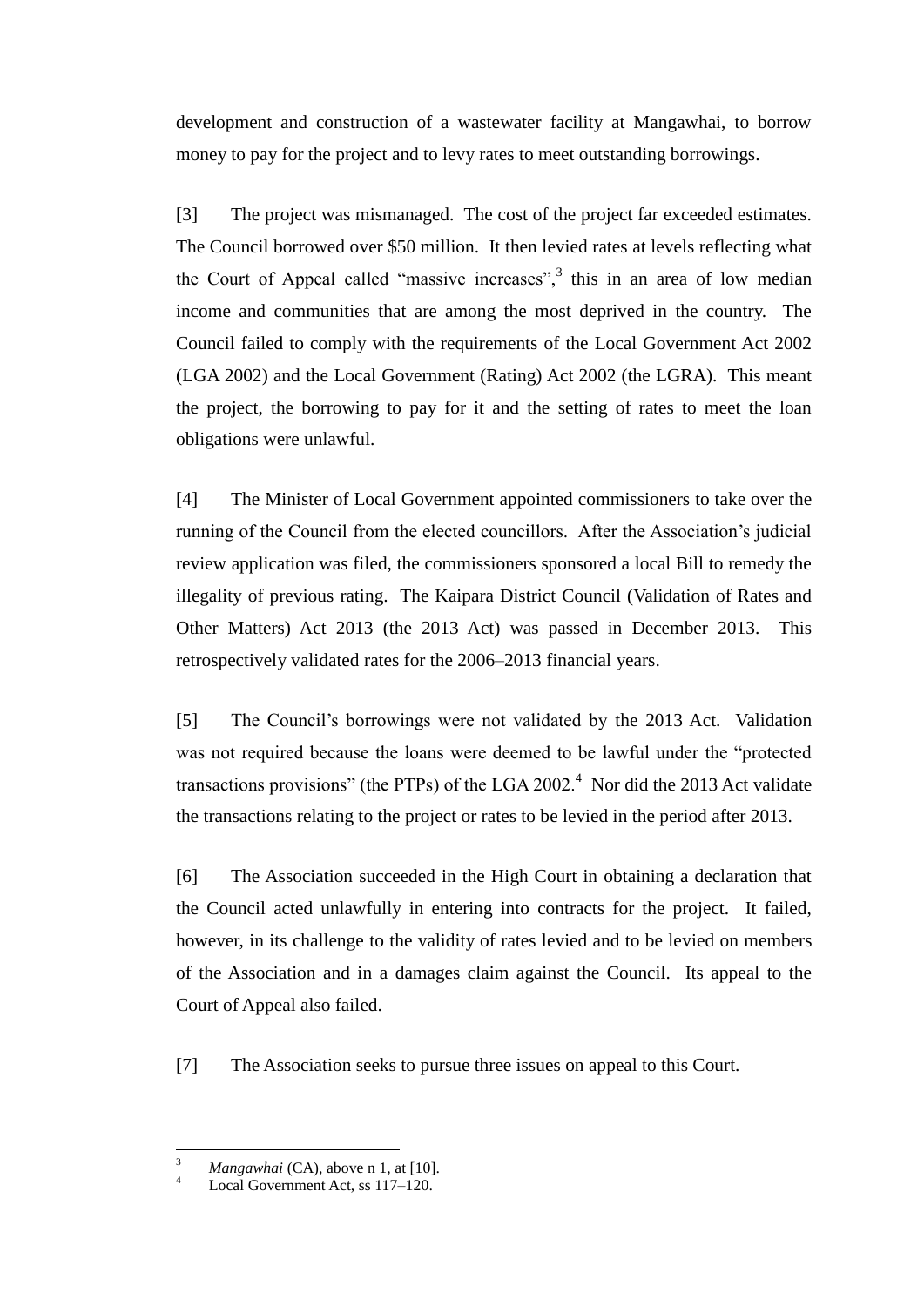development and construction of a wastewater facility at Mangawhai, to borrow money to pay for the project and to levy rates to meet outstanding borrowings.

[3] The project was mismanaged. The cost of the project far exceeded estimates. The Council borrowed over $50 million. It then levied rates at levels reflecting what the Court of Appeal called "massive increases",[3] this in an area of low median income and communities that are among the most deprived in the country. The Council failed to comply with the requirements of the Local Government Act 2002 (LGA 2002) and the Local Government (Rating) Act 2002 (the LGRA). This meant the project, the borrowing to pay for it and the setting of rates to meet the loan obligations were unlawful.

[4] The Minister of Local Government appointed commissioners to take over the running of the Council from the elected councillors. After the Association's judicial review application was filed, the commissioners sponsored a local Bill to remedy the illegality of previous rating. The Kaipara District Council (Validation of Rates and Other Matters) Act 2013 (the 2013 Act) was passed in December 2013. This retrospectively validated rates for the 2006–2013 financial years.

[5] The Council's borrowings were not validated by the 2013 Act. Validation was not required because the loans were deemed to be lawful under the "protected transactions provisions" (the PTPs) of the LGA 2002.[4] Nor did the 2013 Act validate the transactions relating to the project or rates to be levied in the period after 2013.

[6] The Association succeeded in the High Court in obtaining a declaration that the Council acted unlawfully in entering into contracts for the project. It failed, however, in its challenge to the validity of rates levied and to be levied on members of the Association and in a damages claim against the Council. Its appeal to the Court of Appeal also failed.

[7] The Association seeks to pursue three issues on appeal to this Court.

---

[3] *Mangawhai* (CA), above n 1, at [10].

[4] Local Government Act, ss 117–120.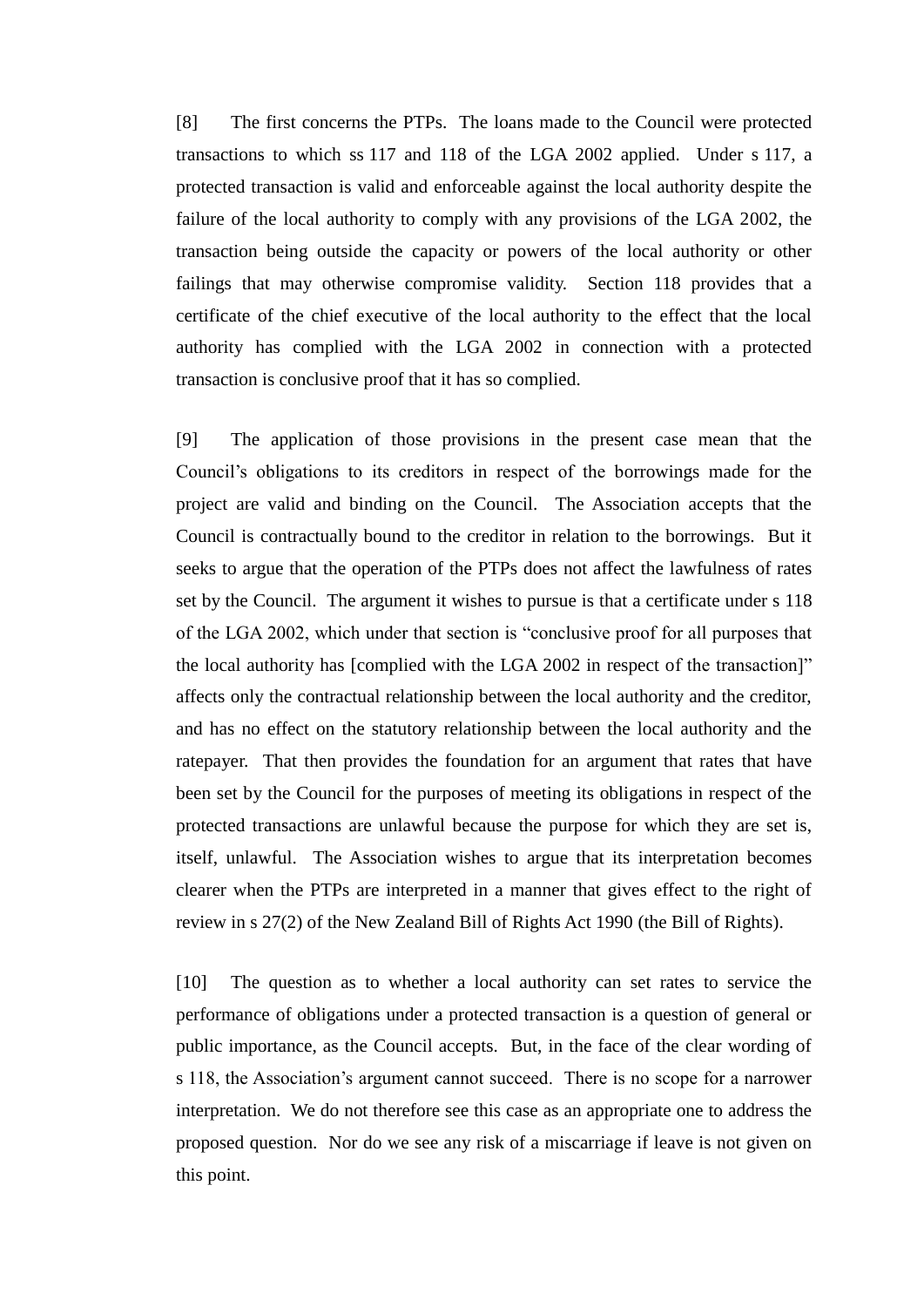[8] The first concerns the PTPs. The loans made to the Council were protected transactions to which ss 117 and 118 of the LGA 2002 applied. Under s 117, a protected transaction is valid and enforceable against the local authority despite the failure of the local authority to comply with any provisions of the LGA 2002, the transaction being outside the capacity or powers of the local authority or other failings that may otherwise compromise validity. Section 118 provides that a certificate of the chief executive of the local authority to the effect that the local authority has complied with the LGA 2002 in connection with a protected transaction is conclusive proof that it has so complied.

[9] The application of those provisions in the present case mean that the Council's obligations to its creditors in respect of the borrowings made for the project are valid and binding on the Council. The Association accepts that the Council is contractually bound to the creditor in relation to the borrowings. But it seeks to argue that the operation of the PTPs does not affect the lawfulness of rates set by the Council. The argument it wishes to pursue is that a certificate under s 118 of the LGA 2002, which under that section is "conclusive proof for all purposes that the local authority has [complied with the LGA 2002 in respect of the transaction]" affects only the contractual relationship between the local authority and the creditor, and has no effect on the statutory relationship between the local authority and the ratepayer. That then provides the foundation for an argument that rates that have been set by the Council for the purposes of meeting its obligations in respect of the protected transactions are unlawful because the purpose for which they are set is, itself, unlawful. The Association wishes to argue that its interpretation becomes clearer when the PTPs are interpreted in a manner that gives effect to the right of review in s 27(2) of the New Zealand Bill of Rights Act 1990 (the Bill of Rights).

[10] The question as to whether a local authority can set rates to service the performance of obligations under a protected transaction is a question of general or public importance, as the Council accepts. But, in the face of the clear wording of s 118, the Association's argument cannot succeed. There is no scope for a narrower interpretation. We do not therefore see this case as an appropriate one to address the proposed question. Nor do we see any risk of a miscarriage if leave is not given on this point.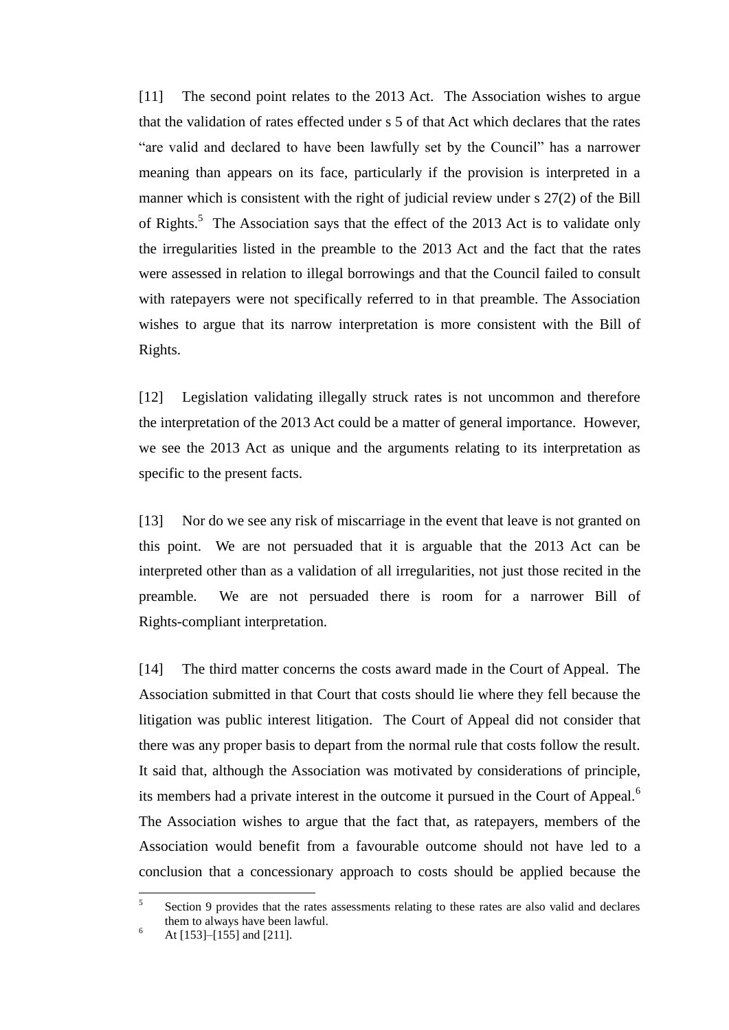[11] The second point relates to the 2013 Act. The Association wishes to argue that the validation of rates effected under s 5 of that Act which declares that the rates "are valid and declared to have been lawfully set by the Council" has a narrower meaning than appears on its face, particularly if the provision is interpreted in a manner which is consistent with the right of judicial review under s 27(2) of the Bill of Rights.[5] The Association says that the effect of the 2013 Act is to validate only the irregularities listed in the preamble to the 2013 Act and the fact that the rates were assessed in relation to illegal borrowings and that the Council failed to consult with ratepayers were not specifically referred to in that preamble. The Association wishes to argue that its narrow interpretation is more consistent with the Bill of Rights.

[12] Legislation validating illegally struck rates is not uncommon and therefore the interpretation of the 2013 Act could be a matter of general importance. However, we see the 2013 Act as unique and the arguments relating to its interpretation as specific to the present facts.

[13] Nor do we see any risk of miscarriage in the event that leave is not granted on this point. We are not persuaded that it is arguable that the 2013 Act can be interpreted other than as a validation of all irregularities, not just those recited in the preamble. We are not persuaded there is room for a narrower Bill of Rights-compliant interpretation.

[14] The third matter concerns the costs award made in the Court of Appeal. The Association submitted in that Court that costs should lie where they fell because the litigation was public interest litigation. The Court of Appeal did not consider that there was any proper basis to depart from the normal rule that costs follow the result. It said that, although the Association was motivated by considerations of principle, its members had a private interest in the outcome it pursued in the Court of Appeal.[6] The Association wishes to argue that the fact that, as ratepayers, members of the Association would benefit from a favourable outcome should not have led to a conclusion that a concessionary approach to costs should be applied because the

---

[5] Section 9 provides that the rates assessments relating to these rates are also valid and declares them to always have been lawful.

[6] At [153]–[155] and [211].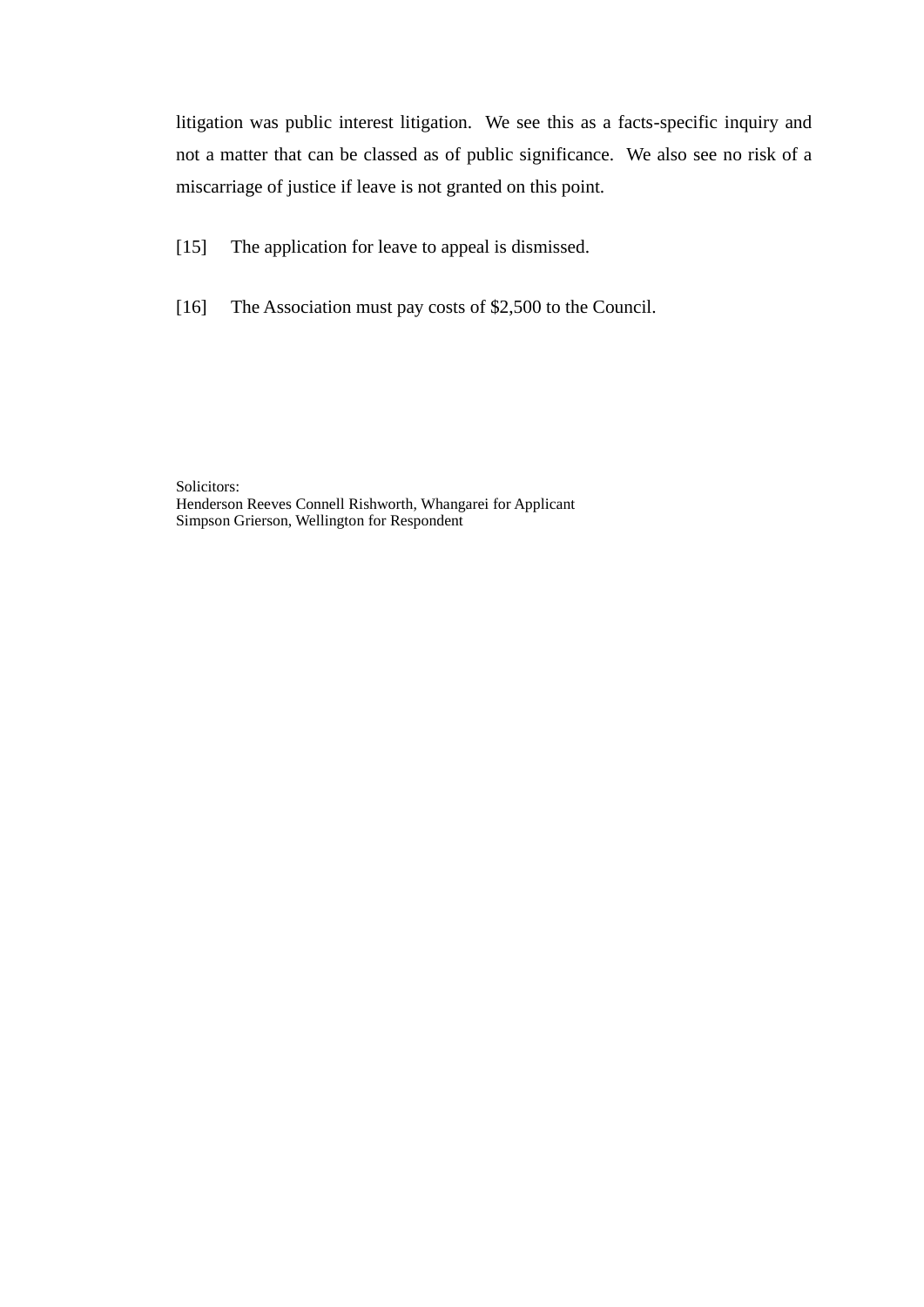litigation was public interest litigation. We see this as a facts-specific inquiry and not a matter that can be classed as of public significance. We also see no risk of a miscarriage of justice if leave is not granted on this point.

[15] The application for leave to appeal is dismissed.

[16] The Association must pay costs of $2,500 to the Council.

Solicitors:
Henderson Reeves Connell Rishworth, Whangarei for Applicant
Simpson Grierson, Wellington for Respondent